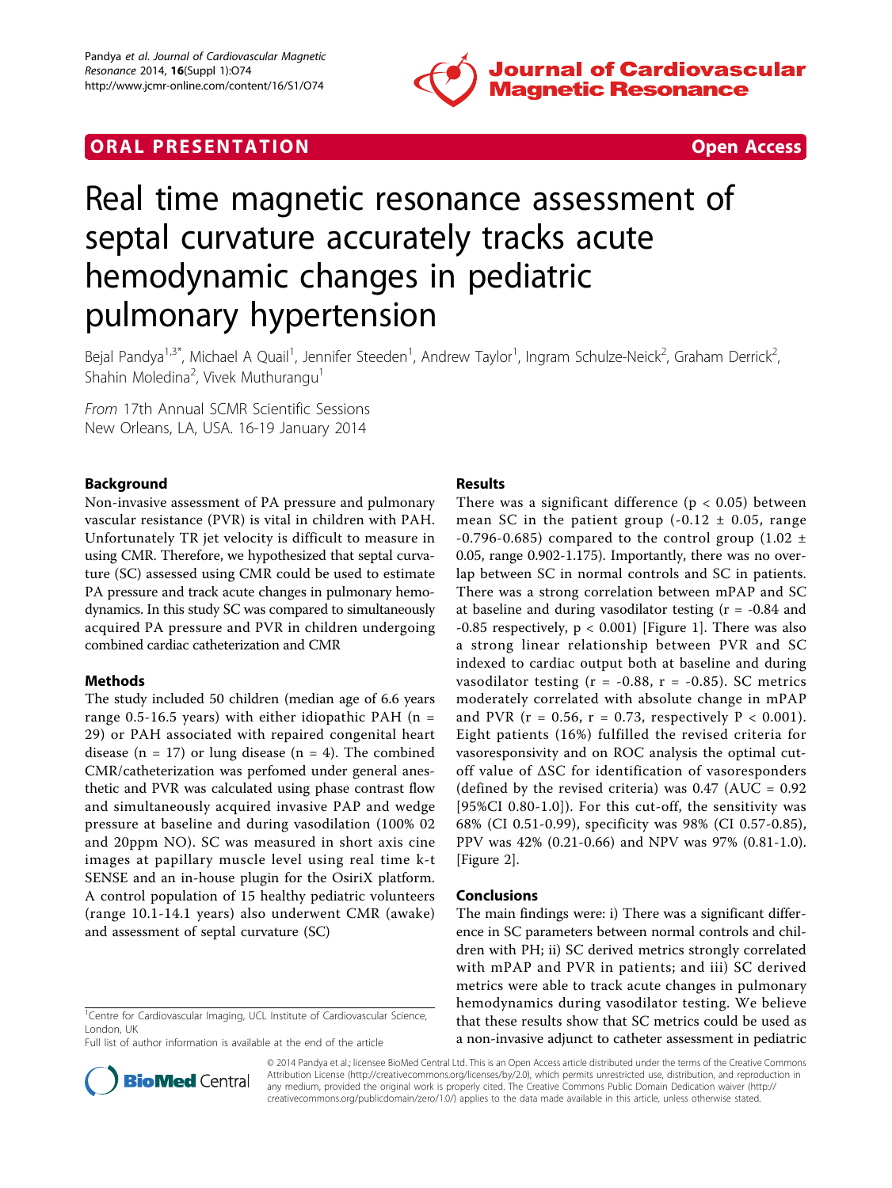ORAL PRESENTATION

Open Access

# Real time magnetic resonance assessment of septal curvature accurately tracks acute hemodynamic changes in pediatric pulmonary hypertension

Bejal Pandya[1,3*], Michael A Quail[1], Jennifer Steeden[1], Andrew Taylor[1], Ingram Schulze-Neick[2], Graham Derrick[2], Shahin Moledina[2], Vivek Muthurangu[1]

*From* 17th Annual SCMR Scientific Sessions
New Orleans, LA, USA. 16-19 January 2014

## Background

Non-invasive assessment of PA pressure and pulmonary vascular resistance (PVR) is vital in children with PAH. Unfortunately TR jet velocity is difficult to measure in using CMR. Therefore, we hypothesized that septal curvature (SC) assessed using CMR could be used to estimate PA pressure and track acute changes in pulmonary hemodynamics. In this study SC was compared to simultaneously acquired PA pressure and PVR in children undergoing combined cardiac catheterization and CMR

## Methods

The study included 50 children (median age of 6.6 years range 0.5-16.5 years) with either idiopathic PAH (n = 29) or PAH associated with repaired congenital heart disease (n = 17) or lung disease (n = 4). The combined CMR/catheterization was perfomed under general anesthetic and PVR was calculated using phase contrast flow and simultaneously acquired invasive PAP and wedge pressure at baseline and during vasodilation (100% 02 and 20ppm NO). SC was measured in short axis cine images at papillary muscle level using real time k-t SENSE and an in-house plugin for the OsiriX platform. A control population of 15 healthy pediatric volunteers (range 10.1-14.1 years) also underwent CMR (awake) and assessment of septal curvature (SC)

## Results

There was a significant difference ($p < 0.05$) between mean SC in the patient group ($-0.12 \pm 0.05$, range -0.796-0.685) compared to the control group ($1.02 \pm 0.05$, range 0.902-1.175). Importantly, there was no overlap between SC in normal controls and SC in patients. There was a strong correlation between mPAP and SC at baseline and during vasodilator testing (r = -0.84 and -0.85 respectively, $p < 0.001$) [Figure 1]. There was also a strong linear relationship between PVR and SC indexed to cardiac output both at baseline and during vasodilator testing (r = -0.88, r = -0.85). SC metrics moderately correlated with absolute change in mPAP and PVR (r = 0.56, r = 0.73, respectively $P < 0.001$). Eight patients (16%) fulfilled the revised criteria for vasoresponsivity and on ROC analysis the optimal cut-off value of $\Delta$SC for identification of vasoresponders (defined by the revised criteria) was 0.47 (AUC = 0.92 [95%CI 0.80-1.0]). For this cut-off, the sensitivity was 68% (CI 0.51-0.99), specificity was 98% (CI 0.57-0.85), PPV was 42% (0.21-0.66) and NPV was 97% (0.81-1.0). [Figure 2].

## Conclusions

The main findings were: i) There was a significant difference in SC parameters between normal controls and children with PH; ii) SC derived metrics strongly correlated with mPAP and PVR in patients; and iii) SC derived metrics were able to track acute changes in pulmonary hemodynamics during vasodilator testing. We believe that these results show that SC metrics could be used as a non-invasive adjunct to catheter assessment in pediatric

[1]Centre for Cardiovascular Imaging, UCL Institute of Cardiovascular Science, London, UK

Full list of author information is available at the end of the article

© 2014 Pandya et al.; licensee BioMed Central Ltd. This is an Open Access article distributed under the terms of the Creative Commons Attribution License (http://creativecommons.org/licenses/by/2.0), which permits unrestricted use, distribution, and reproduction in any medium, provided the original work is properly cited. The Creative Commons Public Domain Dedication waiver (http://creativecommons.org/publicdomain/zero/1.0/) applies to the data made available in this article, unless otherwise stated.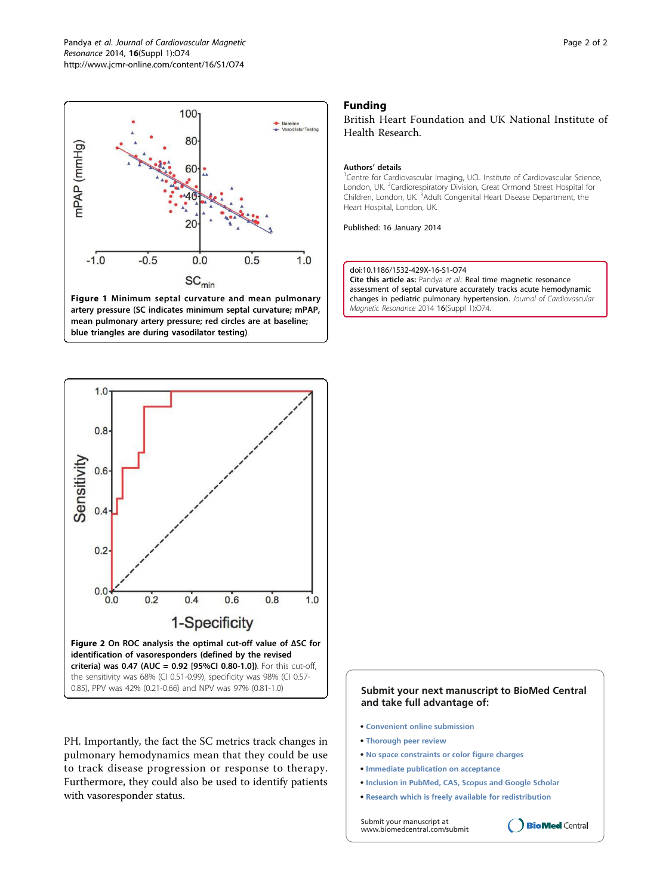100

80

60

40

20

mPAP (mmHg)

-1.0 -0.5 0.0 0.5 1.0

$SC_{min}$

Baseline

Vasodilator Testing

**Figure 1 Minimum septal curvature and mean pulmonary artery pressure (SC indicates minimum septal curvature; mPAP, mean pulmonary artery pressure; red circles are at baseline; blue triangles are during vasodilator testing)**.

1.0

0.8

0.6

0.4

0.2

0.0

Sensitivity

0.0 0.2 0.4 0.6 0.8 1.0

1-Specificity

**Figure 2 On ROC analysis the optimal cut-off value of ΔSC for identification of vasoresponders (defined by the revised criteria) was 0.47 (AUC = 0.92 [95%CI 0.80-1.0])**. For this cut-off, the sensitivity was 68% (CI 0.51-0.99), specificity was 98% (CI 0.57-0.85), PPV was 42% (0.21-0.66) and NPV was 97% (0.81-1.0)

PH. Importantly, the fact the SC metrics track changes in pulmonary hemodynamics mean that they could be use to track disease progression or response to therapy. Furthermore, they could also be used to identify patients with vasoresponder status.

## Funding

British Heart Foundation and UK National Institute of Health Research.

### Authors' details

[1]Centre for Cardiovascular Imaging, UCL Institute of Cardiovascular Science, London, UK. [2]Cardiorespiratory Division, Great Ormond Street Hospital for Children, London, UK. [3]Adult Congenital Heart Disease Department, the Heart Hospital, London, UK.

Published: 16 January 2014

doi:10.1186/1532-429X-16-S1-O74

**Cite this article as:** Pandya *et al.*: Real time magnetic resonance assessment of septal curvature accurately tracks acute hemodynamic changes in pediatric pulmonary hypertension. *Journal of Cardiovascular Magnetic Resonance* 2014 **16**(Suppl 1):O74.

**Submit your next manuscript to BioMed Central and take full advantage of:**

- Convenient online submission
- Thorough peer review
- No space constraints or color figure charges
- Immediate publication on acceptance
- Inclusion in PubMed, CAS, Scopus and Google Scholar
- Research which is freely available for redistribution

Submit your manuscript at
www.biomedcentral.com/submit

BioMed Central